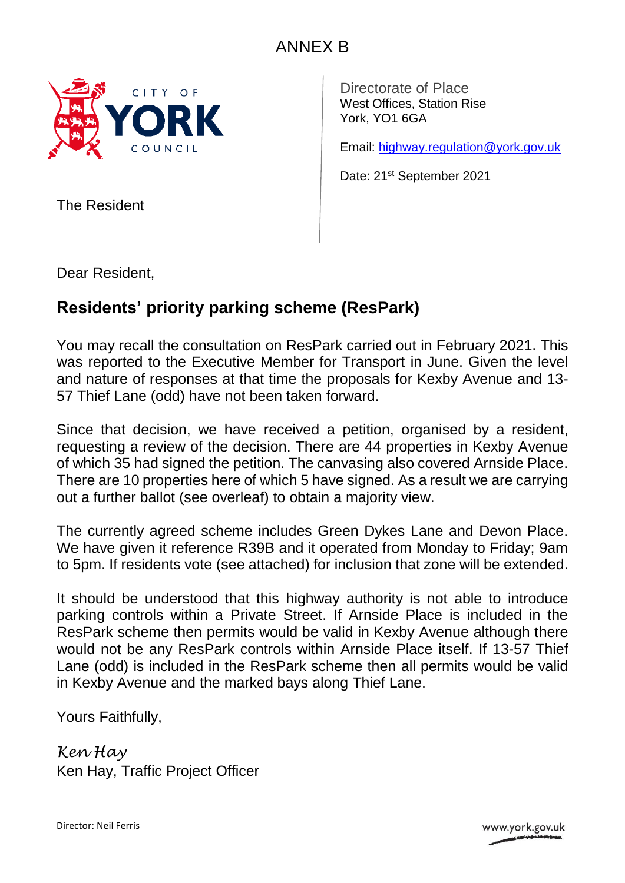ANNEX B

CITY OF YORK COUNCIL

Directorate of Place
West Offices, Station Rise
York, YO1 6GA

Email: highway.regulation@york.gov.uk

Date: 21st September 2021

The Resident

Dear Resident,

## Residents' priority parking scheme (ResPark)

You may recall the consultation on ResPark carried out in February 2021. This was reported to the Executive Member for Transport in June. Given the level and nature of responses at that time the proposals for Kexby Avenue and 13-57 Thief Lane (odd) have not been taken forward.

Since that decision, we have received a petition, organised by a resident, requesting a review of the decision. There are 44 properties in Kexby Avenue of which 35 had signed the petition. The canvasing also covered Arnside Place. There are 10 properties here of which 5 have signed. As a result we are carrying out a further ballot (see overleaf) to obtain a majority view.

The currently agreed scheme includes Green Dykes Lane and Devon Place. We have given it reference R39B and it operated from Monday to Friday; 9am to 5pm. If residents vote (see attached) for inclusion that zone will be extended.

It should be understood that this highway authority is not able to introduce parking controls within a Private Street. If Arnside Place is included in the ResPark scheme then permits would be valid in Kexby Avenue although there would not be any ResPark controls within Arnside Place itself. If 13-57 Thief Lane (odd) is included in the ResPark scheme then all permits would be valid in Kexby Avenue and the marked bays along Thief Lane.

Yours Faithfully,

*Ken Hay*
Ken Hay, Traffic Project Officer

Director: Neil Ferris

www.york.gov.uk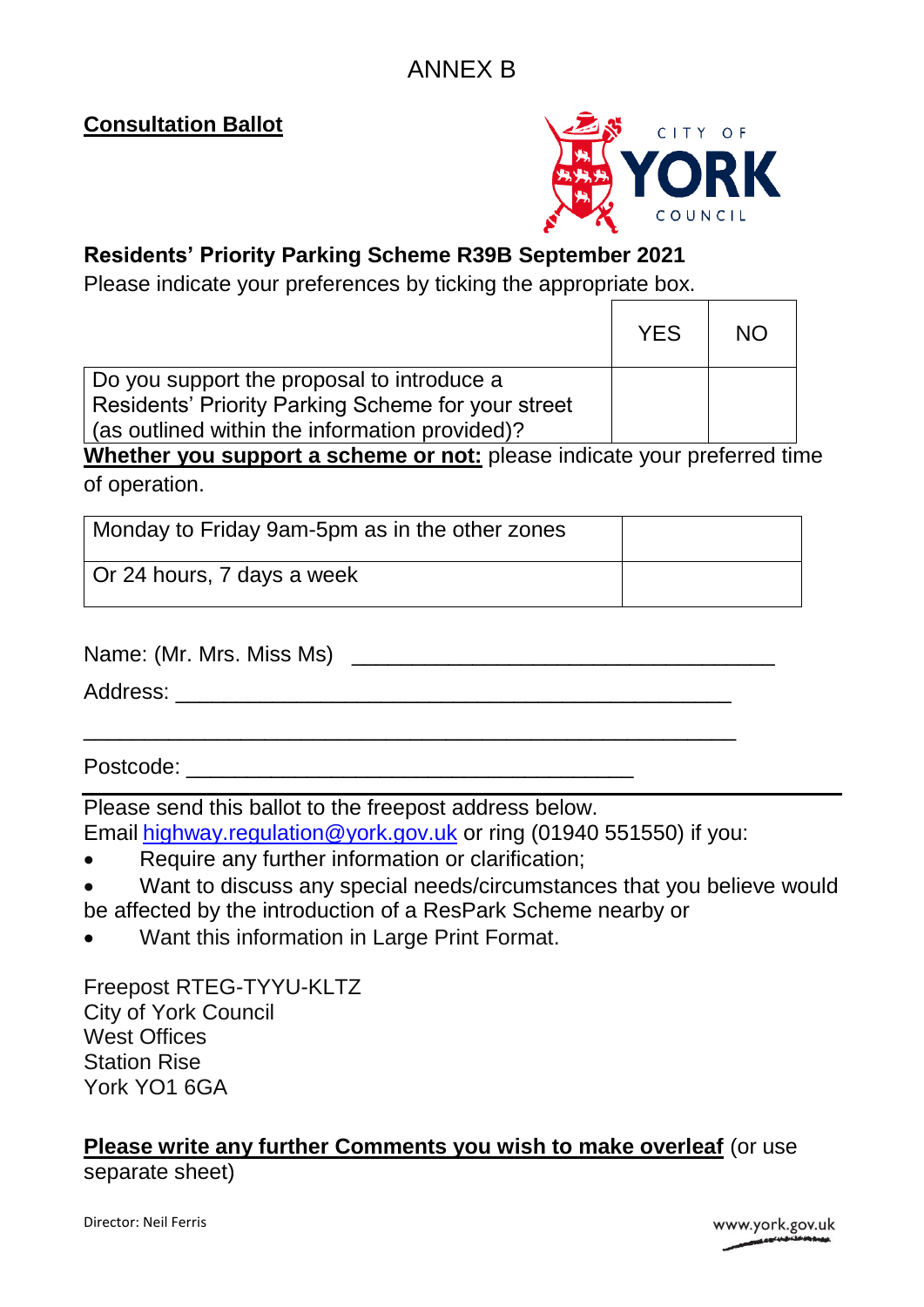ANNEX B

**Consultation Ballot**

CITY OF YORK COUNCIL

**Residents' Priority Parking Scheme R39B September 2021**

Please indicate your preferences by ticking the appropriate box.

| | YES | NO |
|---|---|---|
| Do you support the proposal to introduce a Residents' Priority Parking Scheme for your street (as outlined within the information provided)? | | |

**Whether you support a scheme or not:** please indicate your preferred time of operation.

| | |
|---|---|
| Monday to Friday 9am-5pm as in the other zones | |
| Or 24 hours, 7 days a week | |

Name: (Mr. Mrs. Miss Ms) ___________________________________

Address: _______________________________________________

_______________________________________________________

Postcode: _____________________________________

Please send this ballot to the freepost address below.
Email highway.regulation@york.gov.uk or ring (01940 551550) if you:

- Require any further information or clarification;
- Want to discuss any special needs/circumstances that you believe would be affected by the introduction of a ResPark Scheme nearby or
- Want this information in Large Print Format.

Freepost RTEG-TYYU-KLTZ
City of York Council
West Offices
Station Rise
York YO1 6GA

**Please write any further Comments you wish to make overleaf** (or use separate sheet)

Director: Neil Ferris

www.york.gov.uk